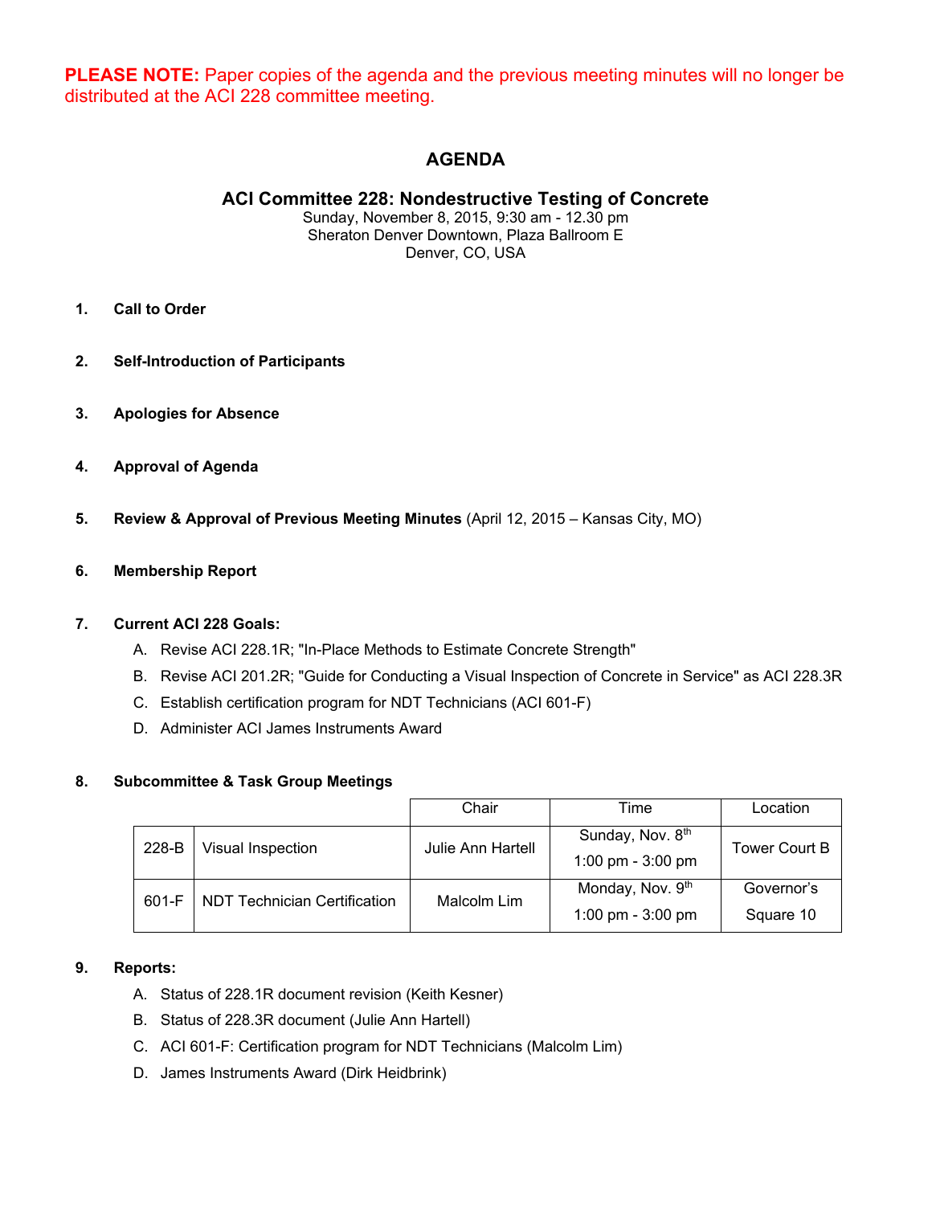**PLEASE NOTE:** Paper copies of the agenda and the previous meeting minutes will no longer be distributed at the ACI 228 committee meeting.

# AGENDA

## ACI Committee 228: Nondestructive Testing of Concrete

Sunday, November 8, 2015, 9:30 am - 12.30 pm
Sheraton Denver Downtown, Plaza Ballroom E
Denver, CO, USA

1. **Call to Order**

2. **Self-Introduction of Participants**

3. **Apologies for Absence**

4. **Approval of Agenda**

5. **Review & Approval of Previous Meeting Minutes** (April 12, 2015 – Kansas City, MO)

6. **Membership Report**

7. **Current ACI 228 Goals:**
   A. Revise ACI 228.1R; "In-Place Methods to Estimate Concrete Strength"
   B. Revise ACI 201.2R; "Guide for Conducting a Visual Inspection of Concrete in Service" as ACI 228.3R
   C. Establish certification program for NDT Technicians (ACI 601-F)
   D. Administer ACI James Instruments Award

8. **Subcommittee & Task Group Meetings**

| | | Chair | Time | Location |
|---|---|---|---|---|
| 228-B | Visual Inspection | Julie Ann Hartell | Sunday, Nov. 8th 1:00 pm - 3:00 pm | Tower Court B |
| 601-F | NDT Technician Certification | Malcolm Lim | Monday, Nov. 9th 1:00 pm - 3:00 pm | Governor's Square 10 |

9. **Reports:**
   A. Status of 228.1R document revision (Keith Kesner)
   B. Status of 228.3R document (Julie Ann Hartell)
   C. ACI 601-F: Certification program for NDT Technicians (Malcolm Lim)
   D. James Instruments Award (Dirk Heidbrink)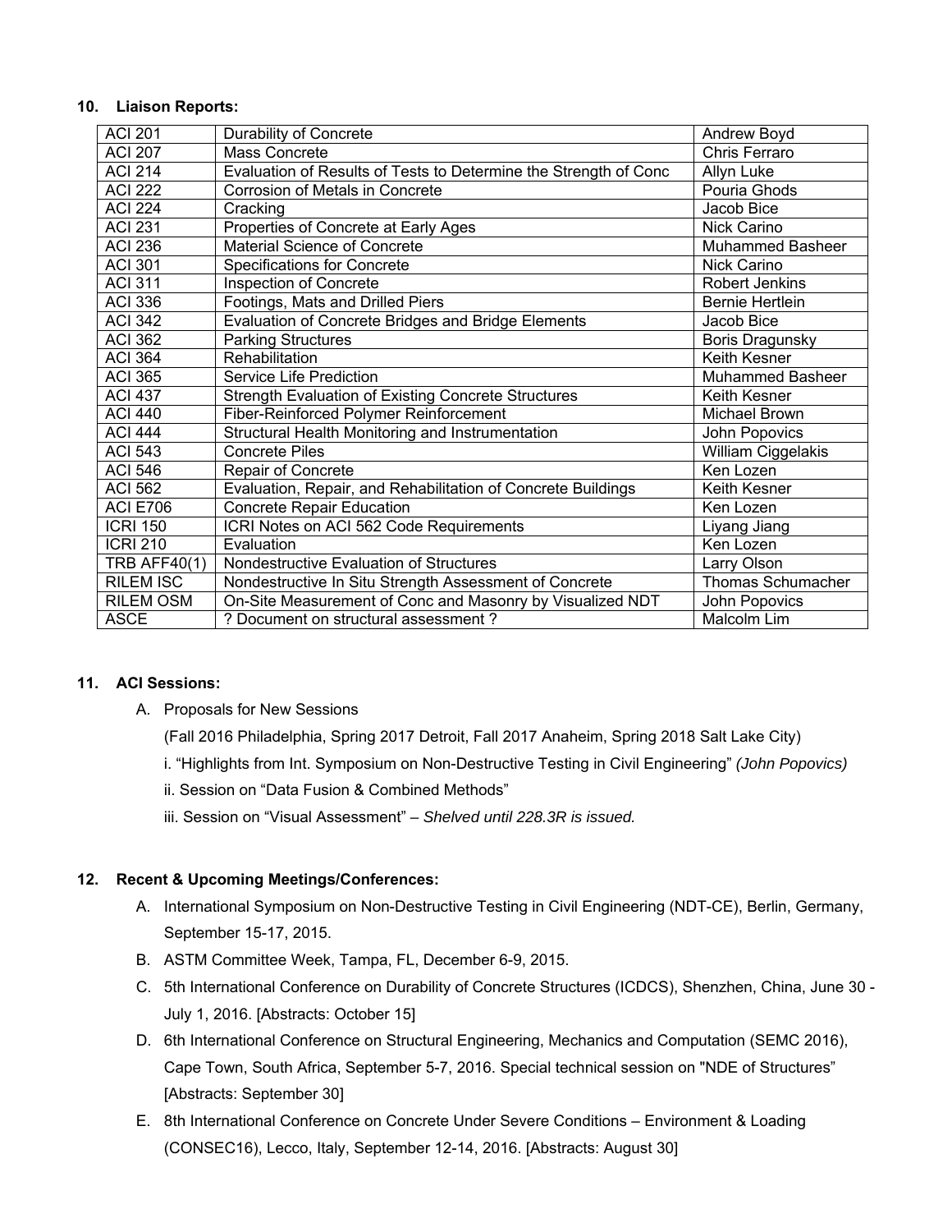## 10. Liaison Reports:

| ACI 201 | Durability of Concrete | Andrew Boyd |
|---|---|---|
| ACI 207 | Mass Concrete | Chris Ferraro |
| ACI 214 | Evaluation of Results of Tests to Determine the Strength of Conc | Allyn Luke |
| ACI 222 | Corrosion of Metals in Concrete | Pouria Ghods |
| ACI 224 | Cracking | Jacob Bice |
| ACI 231 | Properties of Concrete at Early Ages | Nick Carino |
| ACI 236 | Material Science of Concrete | Muhammed Basheer |
| ACI 301 | Specifications for Concrete | Nick Carino |
| ACI 311 | Inspection of Concrete | Robert Jenkins |
| ACI 336 | Footings, Mats and Drilled Piers | Bernie Hertlein |
| ACI 342 | Evaluation of Concrete Bridges and Bridge Elements | Jacob Bice |
| ACI 362 | Parking Structures | Boris Dragunsky |
| ACI 364 | Rehabilitation | Keith Kesner |
| ACI 365 | Service Life Prediction | Muhammed Basheer |
| ACI 437 | Strength Evaluation of Existing Concrete Structures | Keith Kesner |
| ACI 440 | Fiber-Reinforced Polymer Reinforcement | Michael Brown |
| ACI 444 | Structural Health Monitoring and Instrumentation | John Popovics |
| ACI 543 | Concrete Piles | William Ciggelakis |
| ACI 546 | Repair of Concrete | Ken Lozen |
| ACI 562 | Evaluation, Repair, and Rehabilitation of Concrete Buildings | Keith Kesner |
| ACI E706 | Concrete Repair Education | Ken Lozen |
| ICRI 150 | ICRI Notes on ACI 562 Code Requirements | Liyang Jiang |
| ICRI 210 | Evaluation | Ken Lozen |
| TRB AFF40(1) | Nondestructive Evaluation of Structures | Larry Olson |
| RILEM ISC | Nondestructive In Situ Strength Assessment of Concrete | Thomas Schumacher |
| RILEM OSM | On-Site Measurement of Conc and Masonry by Visualized NDT | John Popovics |
| ASCE | ? Document on structural assessment ? | Malcolm Lim |

## 11. ACI Sessions:

A. Proposals for New Sessions

(Fall 2016 Philadelphia, Spring 2017 Detroit, Fall 2017 Anaheim, Spring 2018 Salt Lake City)

i. "Highlights from Int. Symposium on Non-Destructive Testing in Civil Engineering" *(John Popovics)*

ii. Session on "Data Fusion & Combined Methods"

iii. Session on "Visual Assessment" – *Shelved until 228.3R is issued.*

## 12. Recent & Upcoming Meetings/Conferences:

A. International Symposium on Non-Destructive Testing in Civil Engineering (NDT-CE), Berlin, Germany, September 15-17, 2015.

B. ASTM Committee Week, Tampa, FL, December 6-9, 2015.

C. 5th International Conference on Durability of Concrete Structures (ICDCS), Shenzhen, China, June 30 - July 1, 2016. [Abstracts: October 15]

D. 6th International Conference on Structural Engineering, Mechanics and Computation (SEMC 2016), Cape Town, South Africa, September 5-7, 2016. Special technical session on "NDE of Structures" [Abstracts: September 30]

E. 8th International Conference on Concrete Under Severe Conditions – Environment & Loading (CONSEC16), Lecco, Italy, September 12-14, 2016. [Abstracts: August 30]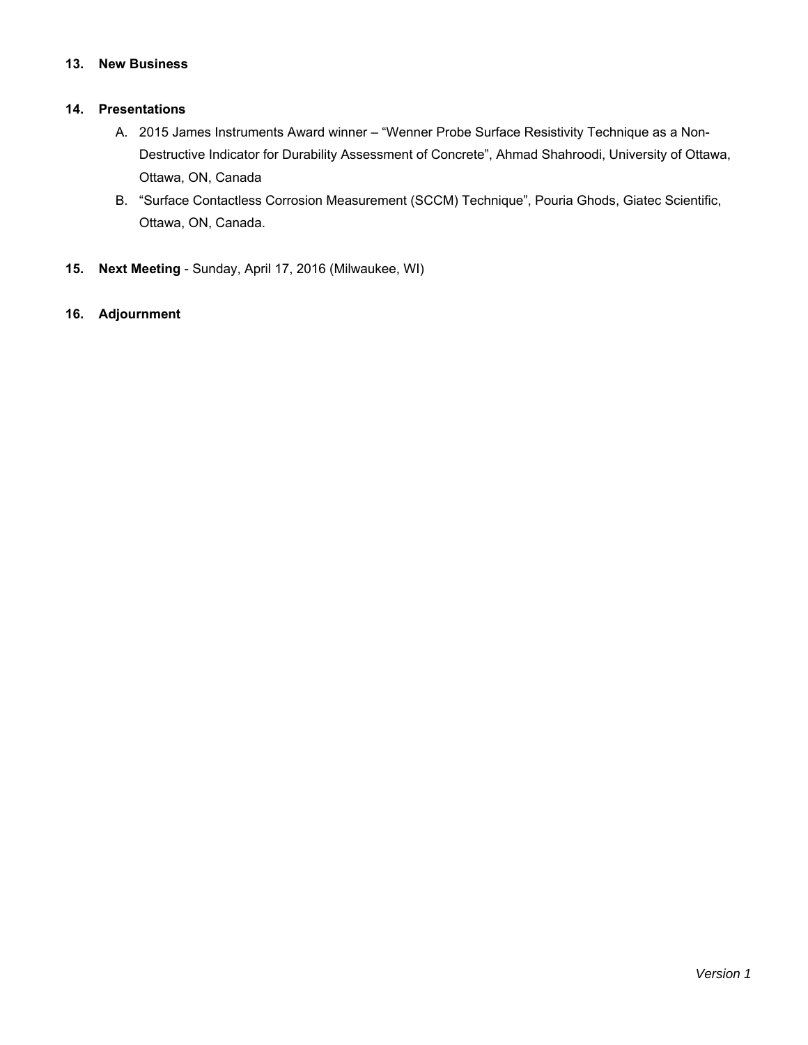**13. New Business**

**14. Presentations**

A. 2015 James Instruments Award winner – "Wenner Probe Surface Resistivity Technique as a Non-Destructive Indicator for Durability Assessment of Concrete", Ahmad Shahroodi, University of Ottawa, Ottawa, ON, Canada

B. "Surface Contactless Corrosion Measurement (SCCM) Technique", Pouria Ghods, Giatec Scientific, Ottawa, ON, Canada.

**15. Next Meeting** - Sunday, April 17, 2016 (Milwaukee, WI)

**16. Adjournment**

*Version 1*